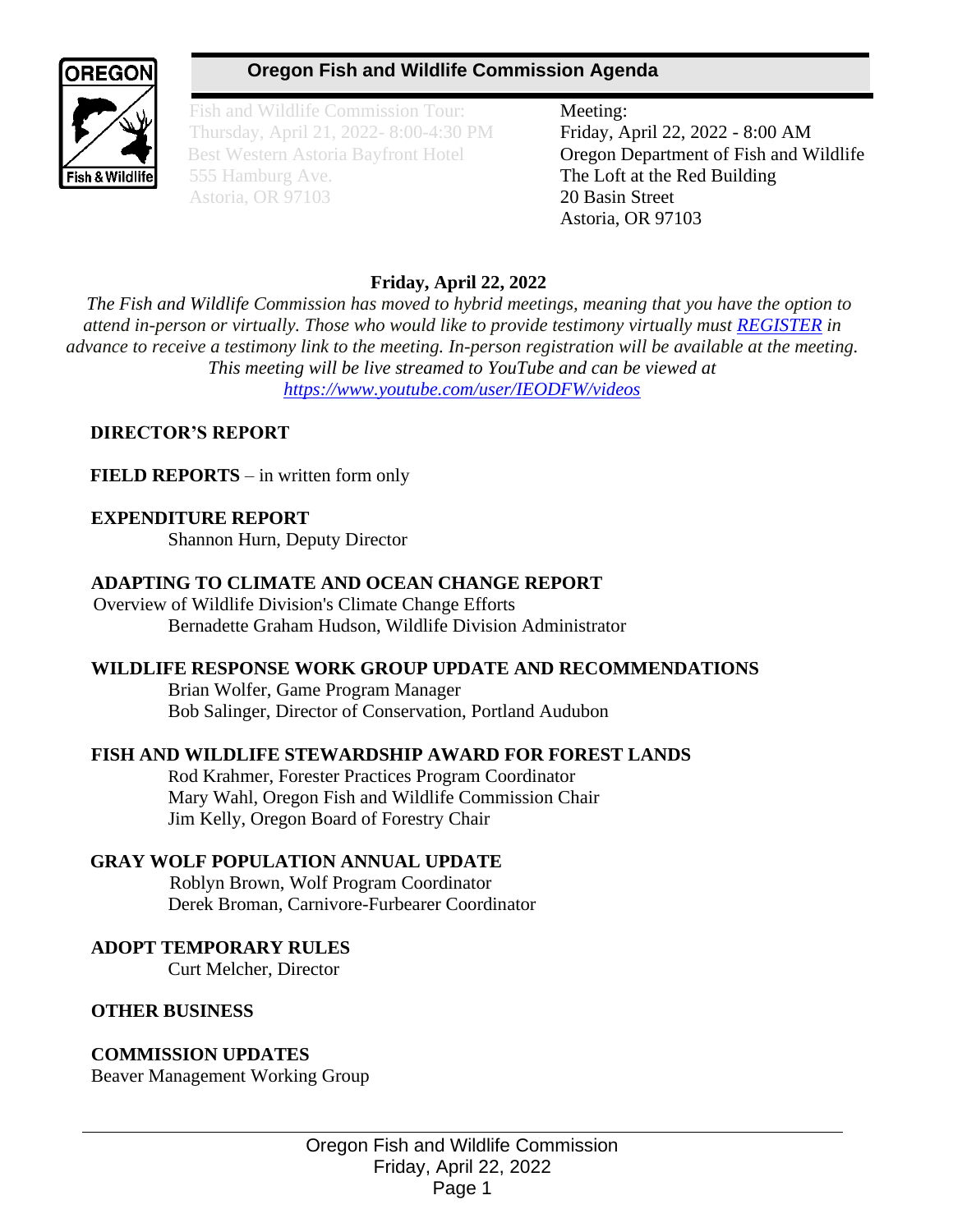# Oregon Fish and Wildlife Commission Agenda

Fish and Wildlife Commission Tour:
Thursday, April 21, 2022- 8:00-4:30 PM
Best Western Astoria Bayfront Hotel
555 Hamburg Ave.
Astoria, OR 97103

Meeting:
Friday, April 22, 2022 - 8:00 AM
Oregon Department of Fish and Wildlife
The Loft at the Red Building
20 Basin Street
Astoria, OR 97103

**Friday, April 22, 2022**

*The Fish and Wildlife Commission has moved to hybrid meetings, meaning that you have the option to attend in-person or virtually. Those who would like to provide testimony virtually must [REGISTER] in advance to receive a testimony link to the meeting. In-person registration will be available at the meeting. This meeting will be live streamed to YouTube and can be viewed at https://www.youtube.com/user/IEODFW/videos*

**DIRECTOR'S REPORT**

**FIELD REPORTS** – in written form only

**EXPENDITURE REPORT**
Shannon Hurn, Deputy Director

**ADAPTING TO CLIMATE AND OCEAN CHANGE REPORT**
Overview of Wildlife Division's Climate Change Efforts
Bernadette Graham Hudson, Wildlife Division Administrator

**WILDLIFE RESPONSE WORK GROUP UPDATE AND RECOMMENDATIONS**
Brian Wolfer, Game Program Manager
Bob Salinger, Director of Conservation, Portland Audubon

**FISH AND WILDLIFE STEWARDSHIP AWARD FOR FOREST LANDS**
Rod Krahmer, Forester Practices Program Coordinator
Mary Wahl, Oregon Fish and Wildlife Commission Chair
Jim Kelly, Oregon Board of Forestry Chair

**GRAY WOLF POPULATION ANNUAL UPDATE**
Roblyn Brown, Wolf Program Coordinator
Derek Broman, Carnivore-Furbearer Coordinator

**ADOPT TEMPORARY RULES**
Curt Melcher, Director

**OTHER BUSINESS**

**COMMISSION UPDATES**
Beaver Management Working Group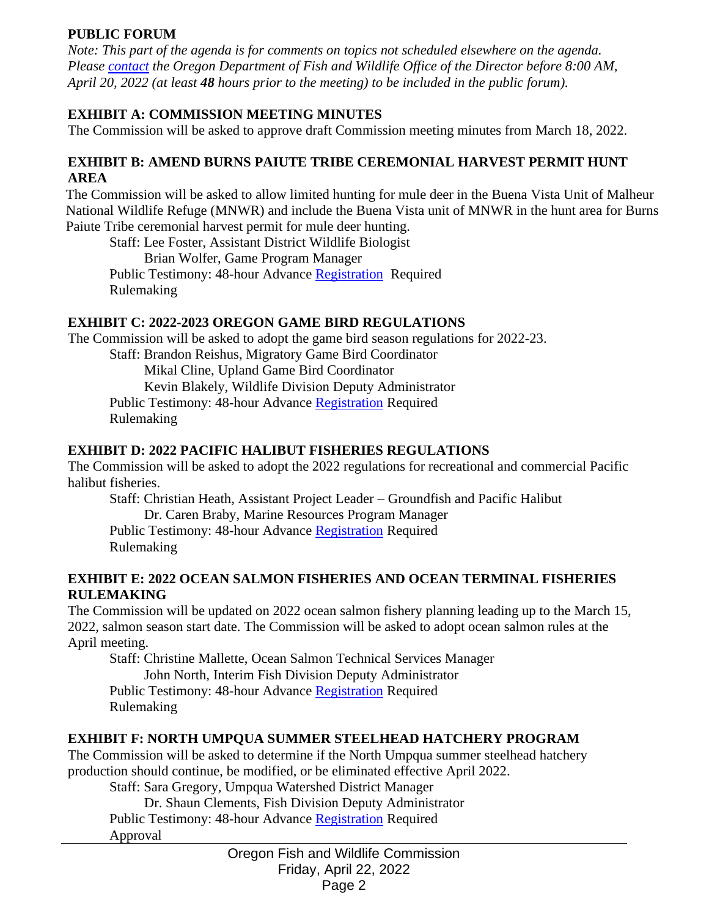**PUBLIC FORUM**

*Note: This part of the agenda is for comments on topics not scheduled elsewhere on the agenda. Please contact the Oregon Department of Fish and Wildlife Office of the Director before 8:00 AM, April 20, 2022 (at least **48** hours prior to the meeting) to be included in the public forum).*

**EXHIBIT A: COMMISSION MEETING MINUTES**

The Commission will be asked to approve draft Commission meeting minutes from March 18, 2022.

**EXHIBIT B: AMEND BURNS PAIUTE TRIBE CEREMONIAL HARVEST PERMIT HUNT AREA**

The Commission will be asked to allow limited hunting for mule deer in the Buena Vista Unit of Malheur National Wildlife Refuge (MNWR) and include the Buena Vista unit of MNWR in the hunt area for Burns Paiute Tribe ceremonial harvest permit for mule deer hunting.

Staff: Lee Foster, Assistant District Wildlife Biologist
Brian Wolfer, Game Program Manager
Public Testimony: 48-hour Advance Registration Required
Rulemaking

**EXHIBIT C: 2022-2023 OREGON GAME BIRD REGULATIONS**

The Commission will be asked to adopt the game bird season regulations for 2022-23.

Staff: Brandon Reishus, Migratory Game Bird Coordinator
Mikal Cline, Upland Game Bird Coordinator
Kevin Blakely, Wildlife Division Deputy Administrator
Public Testimony: 48-hour Advance Registration Required
Rulemaking

**EXHIBIT D: 2022 PACIFIC HALIBUT FISHERIES REGULATIONS**

The Commission will be asked to adopt the 2022 regulations for recreational and commercial Pacific halibut fisheries.

Staff: Christian Heath, Assistant Project Leader – Groundfish and Pacific Halibut
Dr. Caren Braby, Marine Resources Program Manager
Public Testimony: 48-hour Advance Registration Required
Rulemaking

**EXHIBIT E: 2022 OCEAN SALMON FISHERIES AND OCEAN TERMINAL FISHERIES RULEMAKING**

The Commission will be updated on 2022 ocean salmon fishery planning leading up to the March 15, 2022, salmon season start date. The Commission will be asked to adopt ocean salmon rules at the April meeting.

Staff: Christine Mallette, Ocean Salmon Technical Services Manager
John North, Interim Fish Division Deputy Administrator
Public Testimony: 48-hour Advance Registration Required
Rulemaking

**EXHIBIT F: NORTH UMPQUA SUMMER STEELHEAD HATCHERY PROGRAM**

The Commission will be asked to determine if the North Umpqua summer steelhead hatchery production should continue, be modified, or be eliminated effective April 2022.

Staff: Sara Gregory, Umpqua Watershed District Manager
Dr. Shaun Clements, Fish Division Deputy Administrator
Public Testimony: 48-hour Advance Registration Required
Approval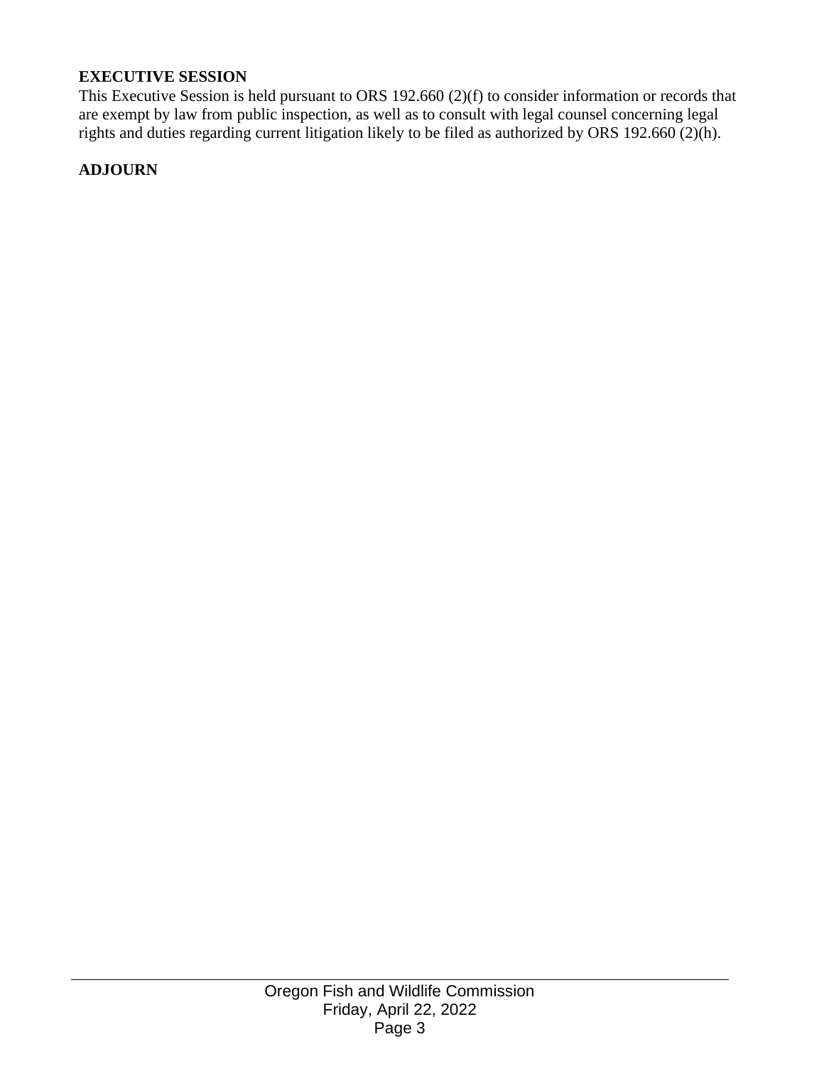**EXECUTIVE SESSION**

This Executive Session is held pursuant to ORS 192.660 (2)(f) to consider information or records that are exempt by law from public inspection, as well as to consult with legal counsel concerning legal rights and duties regarding current litigation likely to be filed as authorized by ORS 192.660 (2)(h).

**ADJOURN**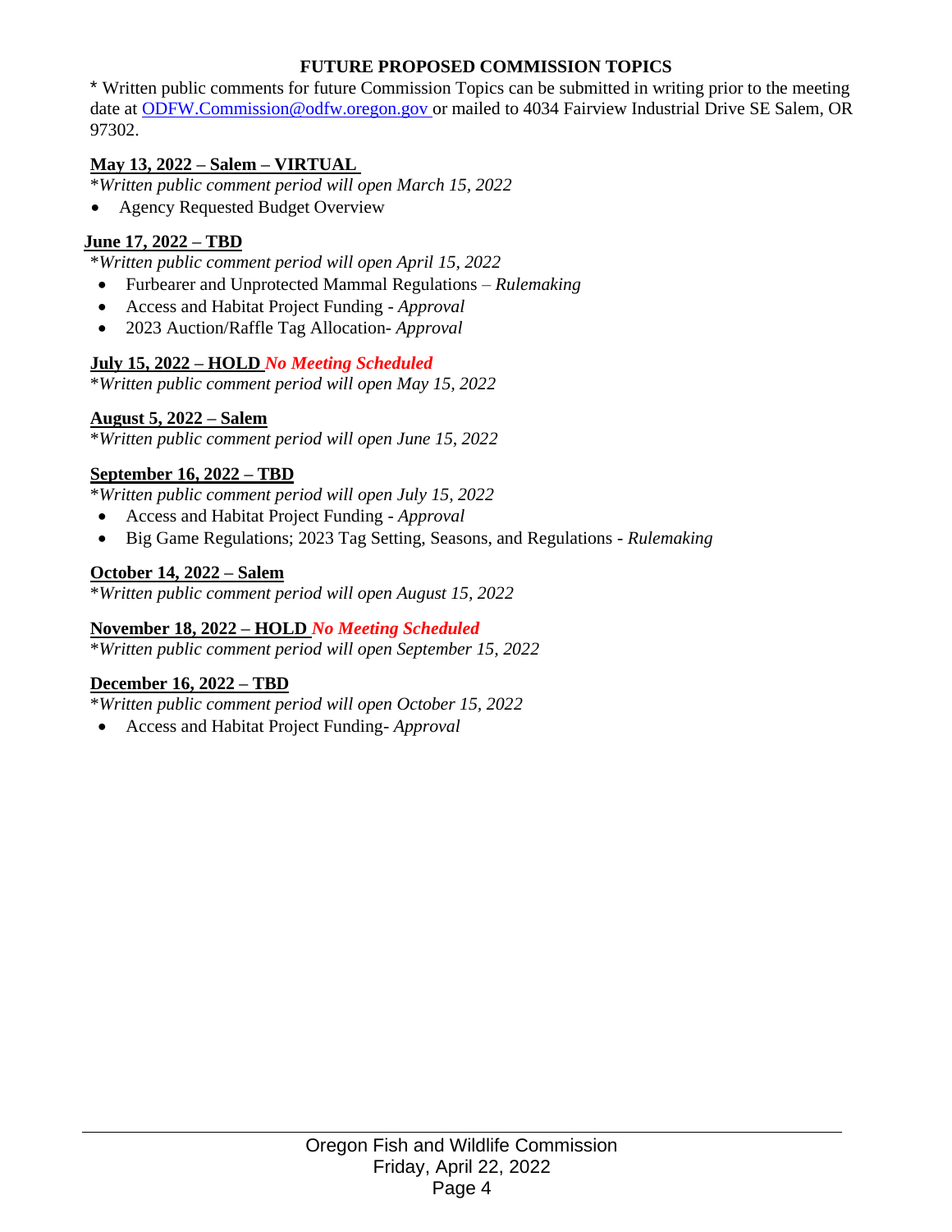## FUTURE PROPOSED COMMISSION TOPICS

* Written public comments for future Commission Topics can be submitted in writing prior to the meeting date at [ODFW.Commission@odfw.oregon.gov](mailto:ODFW.Commission@odfw.oregon.gov) or mailed to 4034 Fairview Industrial Drive SE Salem, OR 97302.

**May 13, 2022 – Salem – VIRTUAL**

**Written public comment period will open March 15, 2022*

- Agency Requested Budget Overview

**June 17, 2022 – TBD**

**Written public comment period will open April 15, 2022*

- Furbearer and Unprotected Mammal Regulations – *Rulemaking*
- Access and Habitat Project Funding - *Approval*
- 2023 Auction/Raffle Tag Allocation- *Approval*

**July 15, 2022 – HOLD** ***No Meeting Scheduled***

**Written public comment period will open May 15, 2022*

**August 5, 2022 – Salem**

**Written public comment period will open June 15, 2022*

**September 16, 2022 – TBD**

**Written public comment period will open July 15, 2022*

- Access and Habitat Project Funding - *Approval*
- Big Game Regulations; 2023 Tag Setting, Seasons, and Regulations - *Rulemaking*

**October 14, 2022 – Salem**

**Written public comment period will open August 15, 2022*

**November 18, 2022 – HOLD** ***No Meeting Scheduled***

**Written public comment period will open September 15, 2022*

**December 16, 2022 – TBD**

**Written public comment period will open October 15, 2022*

- Access and Habitat Project Funding- *Approval*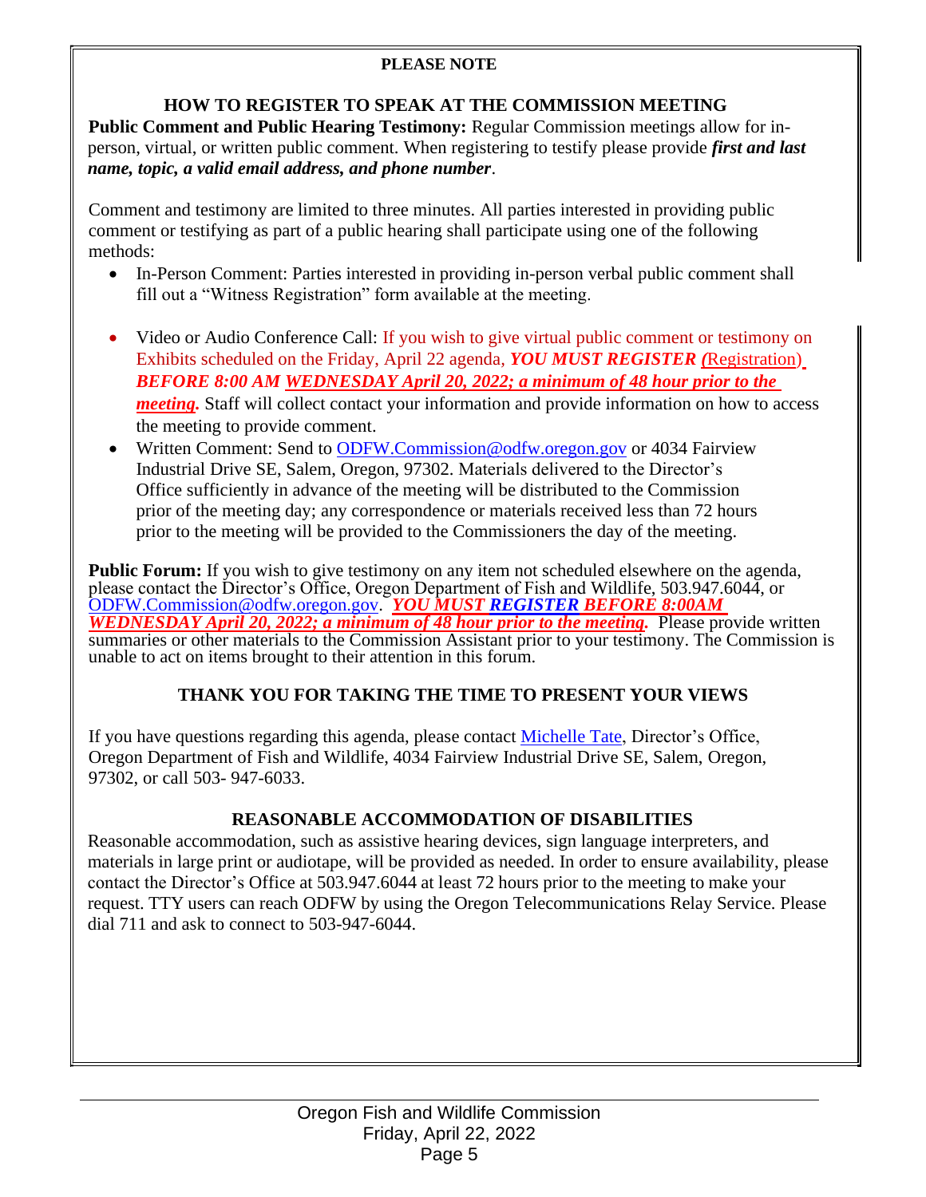**PLEASE NOTE**

## HOW TO REGISTER TO SPEAK AT THE COMMISSION MEETING

**Public Comment and Public Hearing Testimony:** Regular Commission meetings allow for in-person, virtual, or written public comment. When registering to testify please provide ***first and last name, topic, a valid email address, and phone number***.

Comment and testimony are limited to three minutes. All parties interested in providing public comment or testifying as part of a public hearing shall participate using one of the following methods:

- In-Person Comment: Parties interested in providing in-person verbal public comment shall fill out a "Witness Registration" form available at the meeting.
- Video or Audio Conference Call: If you wish to give virtual public comment or testimony on Exhibits scheduled on the Friday, April 22 agenda, ***YOU MUST REGISTER (***Registration) ***BEFORE 8:00 AM WEDNESDAY April 20, 2022; a minimum of 48 hour prior to the meeting.*** Staff will collect contact your information and provide information on how to access the meeting to provide comment.
- Written Comment: Send to ODFW.Commission@odfw.oregon.gov or 4034 Fairview Industrial Drive SE, Salem, Oregon, 97302. Materials delivered to the Director's Office sufficiently in advance of the meeting will be distributed to the Commission prior of the meeting day; any correspondence or materials received less than 72 hours prior to the meeting will be provided to the Commissioners the day of the meeting.

**Public Forum:** If you wish to give testimony on any item not scheduled elsewhere on the agenda, please contact the Director's Office, Oregon Department of Fish and Wildlife, 503.947.6044, or ODFW.Commission@odfw.oregon.gov. ***YOU MUST REGISTER BEFORE 8:00AM WEDNESDAY April 20, 2022; a minimum of 48 hour prior to the meeting.*** Please provide written summaries or other materials to the Commission Assistant prior to your testimony. The Commission is unable to act on items brought to their attention in this forum.

**THANK YOU FOR TAKING THE TIME TO PRESENT YOUR VIEWS**

If you have questions regarding this agenda, please contact Michelle Tate, Director's Office, Oregon Department of Fish and Wildlife, 4034 Fairview Industrial Drive SE, Salem, Oregon, 97302, or call 503- 947-6033.

## REASONABLE ACCOMMODATION OF DISABILITIES

Reasonable accommodation, such as assistive hearing devices, sign language interpreters, and materials in large print or audiotape, will be provided as needed. In order to ensure availability, please contact the Director's Office at 503.947.6044 at least 72 hours prior to the meeting to make your request. TTY users can reach ODFW by using the Oregon Telecommunications Relay Service. Please dial 711 and ask to connect to 503-947-6044.